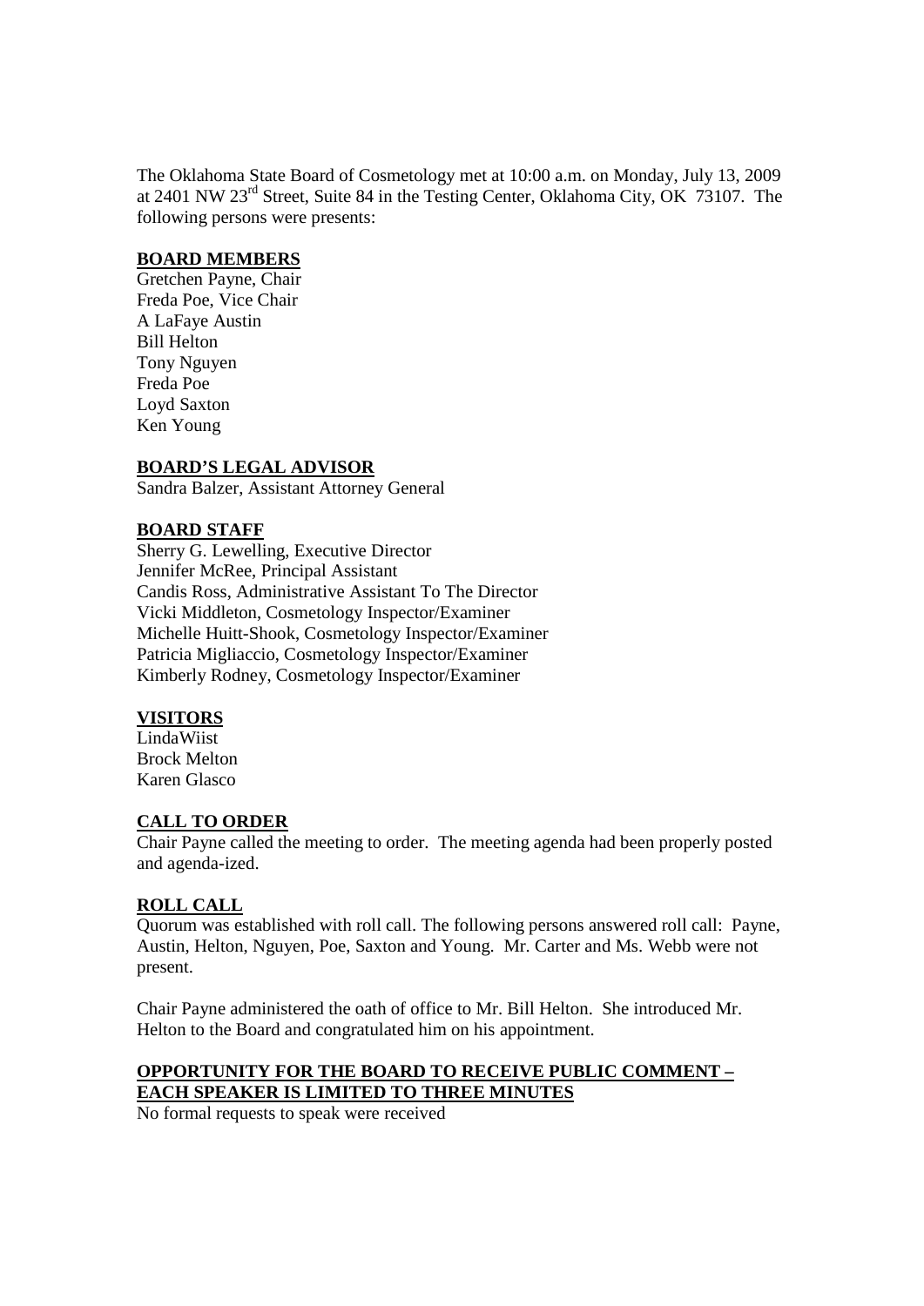The Oklahoma State Board of Cosmetology met at 10:00 a.m. on Monday, July 13, 2009 at 2401 NW 23rd Street, Suite 84 in the Testing Center, Oklahoma City, OK 73107. The following persons were presents:

**BOARD MEMBERS**

Gretchen Payne, Chair
Freda Poe, Vice Chair
A LaFaye Austin
Bill Helton
Tony Nguyen
Freda Poe
Loyd Saxton
Ken Young

**BOARD'S LEGAL ADVISOR**

Sandra Balzer, Assistant Attorney General

**BOARD STAFF**

Sherry G. Lewelling, Executive Director
Jennifer McRee, Principal Assistant
Candis Ross, Administrative Assistant To The Director
Vicki Middleton, Cosmetology Inspector/Examiner
Michelle Huitt-Shook, Cosmetology Inspector/Examiner
Patricia Migliaccio, Cosmetology Inspector/Examiner
Kimberly Rodney, Cosmetology Inspector/Examiner

**VISITORS**

LindaWiist
Brock Melton
Karen Glasco

**CALL TO ORDER**

Chair Payne called the meeting to order. The meeting agenda had been properly posted and agenda-ized.

**ROLL CALL**

Quorum was established with roll call. The following persons answered roll call: Payne, Austin, Helton, Nguyen, Poe, Saxton and Young. Mr. Carter and Ms. Webb were not present.

Chair Payne administered the oath of office to Mr. Bill Helton. She introduced Mr. Helton to the Board and congratulated him on his appointment.

**OPPORTUNITY FOR THE BOARD TO RECEIVE PUBLIC COMMENT – EACH SPEAKER IS LIMITED TO THREE MINUTES**

No formal requests to speak were received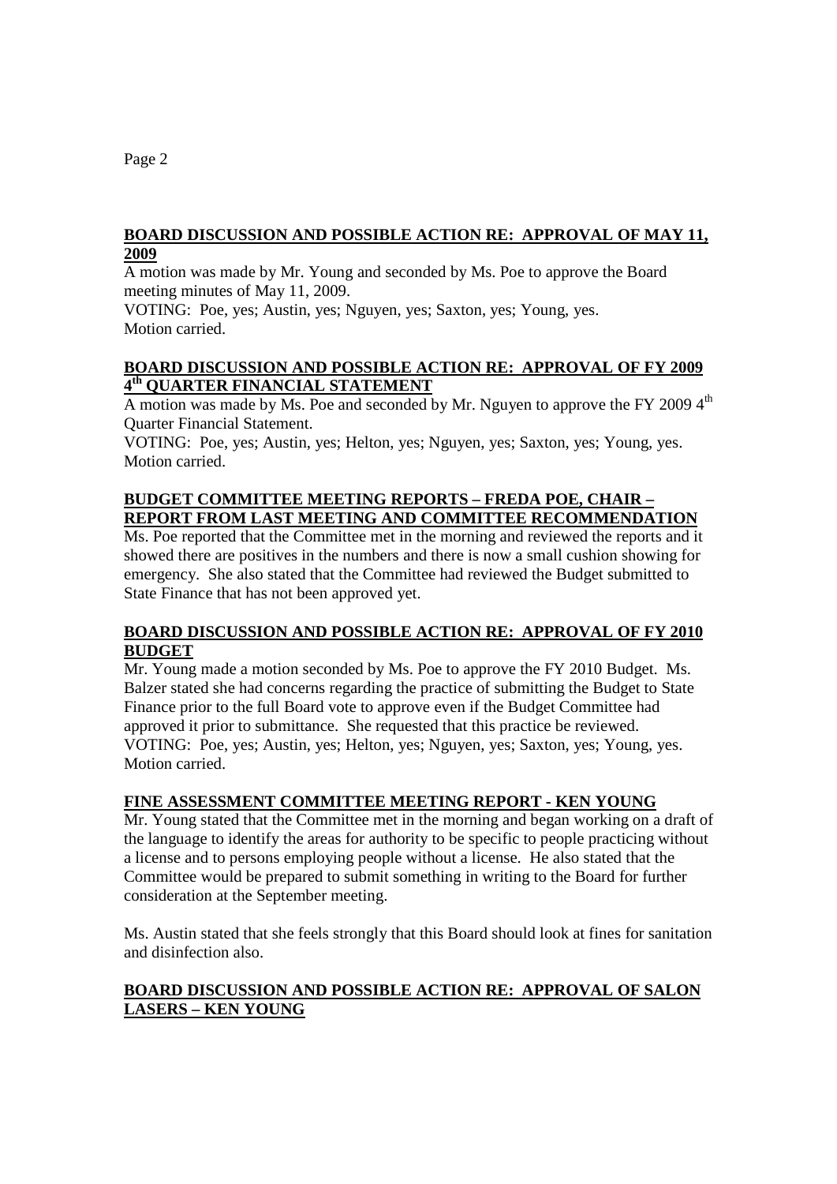## BOARD DISCUSSION AND POSSIBLE ACTION RE: APPROVAL OF MAY 11, 2009

A motion was made by Mr. Young and seconded by Ms. Poe to approve the Board meeting minutes of May 11, 2009.

VOTING: Poe, yes; Austin, yes; Nguyen, yes; Saxton, yes; Young, yes.
Motion carried.

## BOARD DISCUSSION AND POSSIBLE ACTION RE: APPROVAL OF FY 2009 4th QUARTER FINANCIAL STATEMENT

A motion was made by Ms. Poe and seconded by Mr. Nguyen to approve the FY 2009 4th Quarter Financial Statement.

VOTING: Poe, yes; Austin, yes; Helton, yes; Nguyen, yes; Saxton, yes; Young, yes.
Motion carried.

## BUDGET COMMITTEE MEETING REPORTS – FREDA POE, CHAIR – REPORT FROM LAST MEETING AND COMMITTEE RECOMMENDATION

Ms. Poe reported that the Committee met in the morning and reviewed the reports and it showed there are positives in the numbers and there is now a small cushion showing for emergency. She also stated that the Committee had reviewed the Budget submitted to State Finance that has not been approved yet.

## BOARD DISCUSSION AND POSSIBLE ACTION RE: APPROVAL OF FY 2010 BUDGET

Mr. Young made a motion seconded by Ms. Poe to approve the FY 2010 Budget. Ms. Balzer stated she had concerns regarding the practice of submitting the Budget to State Finance prior to the full Board vote to approve even if the Budget Committee had approved it prior to submittance. She requested that this practice be reviewed.

VOTING: Poe, yes; Austin, yes; Helton, yes; Nguyen, yes; Saxton, yes; Young, yes.
Motion carried.

## FINE ASSESSMENT COMMITTEE MEETING REPORT - KEN YOUNG

Mr. Young stated that the Committee met in the morning and began working on a draft of the language to identify the areas for authority to be specific to people practicing without a license and to persons employing people without a license. He also stated that the Committee would be prepared to submit something in writing to the Board for further consideration at the September meeting.

Ms. Austin stated that she feels strongly that this Board should look at fines for sanitation and disinfection also.

## BOARD DISCUSSION AND POSSIBLE ACTION RE: APPROVAL OF SALON LASERS – KEN YOUNG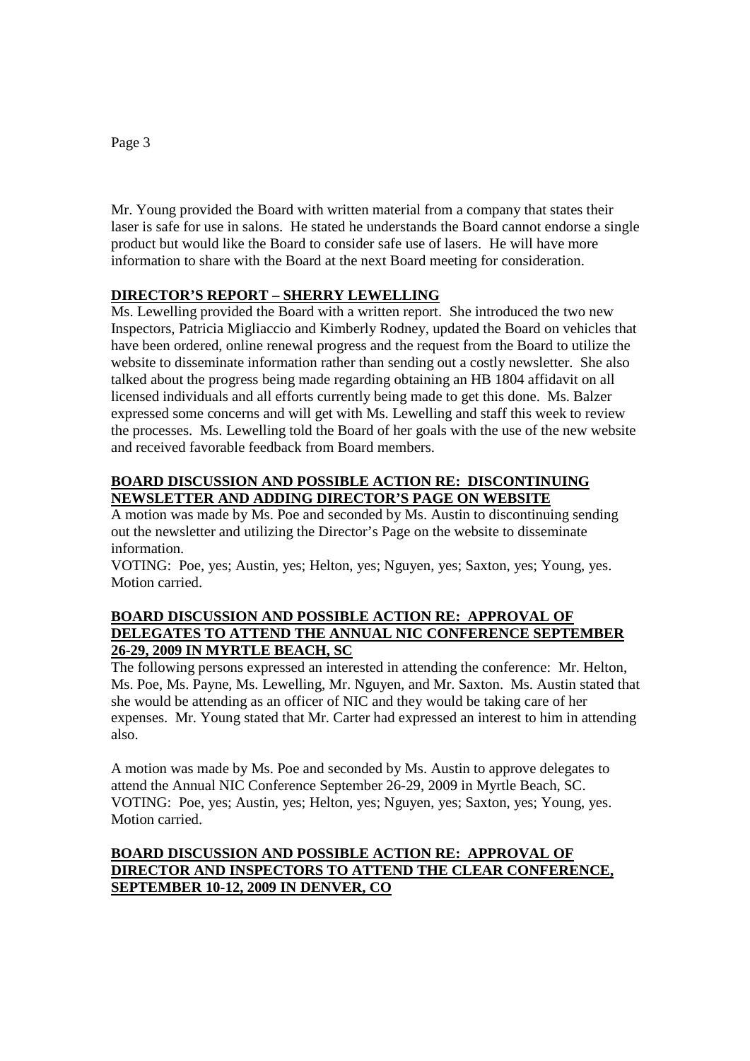Mr. Young provided the Board with written material from a company that states their laser is safe for use in salons. He stated he understands the Board cannot endorse a single product but would like the Board to consider safe use of lasers. He will have more information to share with the Board at the next Board meeting for consideration.

**DIRECTOR'S REPORT – SHERRY LEWELLING**

Ms. Lewelling provided the Board with a written report. She introduced the two new Inspectors, Patricia Migliaccio and Kimberly Rodney, updated the Board on vehicles that have been ordered, online renewal progress and the request from the Board to utilize the website to disseminate information rather than sending out a costly newsletter. She also talked about the progress being made regarding obtaining an HB 1804 affidavit on all licensed individuals and all efforts currently being made to get this done. Ms. Balzer expressed some concerns and will get with Ms. Lewelling and staff this week to review the processes. Ms. Lewelling told the Board of her goals with the use of the new website and received favorable feedback from Board members.

**BOARD DISCUSSION AND POSSIBLE ACTION RE: DISCONTINUING NEWSLETTER AND ADDING DIRECTOR'S PAGE ON WEBSITE**

A motion was made by Ms. Poe and seconded by Ms. Austin to discontinuing sending out the newsletter and utilizing the Director's Page on the website to disseminate information.

VOTING: Poe, yes; Austin, yes; Helton, yes; Nguyen, yes; Saxton, yes; Young, yes.
Motion carried.

**BOARD DISCUSSION AND POSSIBLE ACTION RE: APPROVAL OF DELEGATES TO ATTEND THE ANNUAL NIC CONFERENCE SEPTEMBER 26-29, 2009 IN MYRTLE BEACH, SC**

The following persons expressed an interested in attending the conference: Mr. Helton, Ms. Poe, Ms. Payne, Ms. Lewelling, Mr. Nguyen, and Mr. Saxton. Ms. Austin stated that she would be attending as an officer of NIC and they would be taking care of her expenses. Mr. Young stated that Mr. Carter had expressed an interest to him in attending also.

A motion was made by Ms. Poe and seconded by Ms. Austin to approve delegates to attend the Annual NIC Conference September 26-29, 2009 in Myrtle Beach, SC.
VOTING: Poe, yes; Austin, yes; Helton, yes; Nguyen, yes; Saxton, yes; Young, yes.
Motion carried.

**BOARD DISCUSSION AND POSSIBLE ACTION RE: APPROVAL OF DIRECTOR AND INSPECTORS TO ATTEND THE CLEAR CONFERENCE, SEPTEMBER 10-12, 2009 IN DENVER, CO**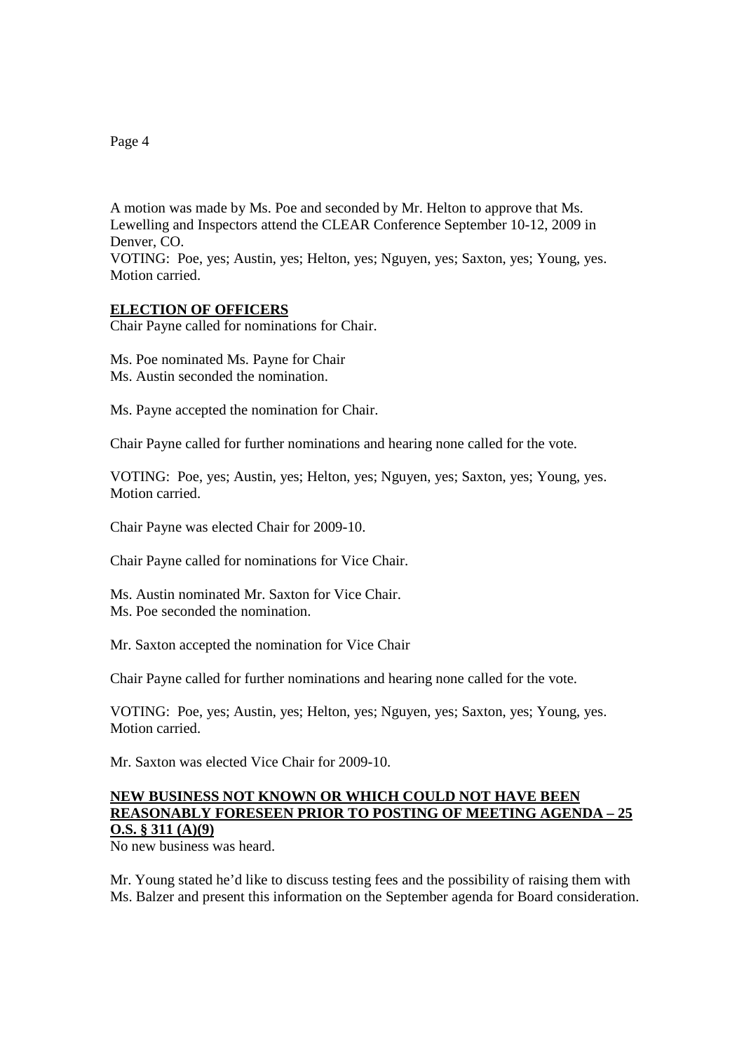A motion was made by Ms. Poe and seconded by Mr. Helton to approve that Ms. Lewelling and Inspectors attend the CLEAR Conference September 10-12, 2009 in Denver, CO.
VOTING: Poe, yes; Austin, yes; Helton, yes; Nguyen, yes; Saxton, yes; Young, yes. Motion carried.

**ELECTION OF OFFICERS**

Chair Payne called for nominations for Chair.

Ms. Poe nominated Ms. Payne for Chair
Ms. Austin seconded the nomination.

Ms. Payne accepted the nomination for Chair.

Chair Payne called for further nominations and hearing none called for the vote.

VOTING: Poe, yes; Austin, yes; Helton, yes; Nguyen, yes; Saxton, yes; Young, yes. Motion carried.

Chair Payne was elected Chair for 2009-10.

Chair Payne called for nominations for Vice Chair.

Ms. Austin nominated Mr. Saxton for Vice Chair.
Ms. Poe seconded the nomination.

Mr. Saxton accepted the nomination for Vice Chair

Chair Payne called for further nominations and hearing none called for the vote.

VOTING: Poe, yes; Austin, yes; Helton, yes; Nguyen, yes; Saxton, yes; Young, yes. Motion carried.

Mr. Saxton was elected Vice Chair for 2009-10.

**NEW BUSINESS NOT KNOWN OR WHICH COULD NOT HAVE BEEN REASONABLY FORESEEN PRIOR TO POSTING OF MEETING AGENDA – 25 O.S. § 311 (A)(9)**

No new business was heard.

Mr. Young stated he'd like to discuss testing fees and the possibility of raising them with Ms. Balzer and present this information on the September agenda for Board consideration.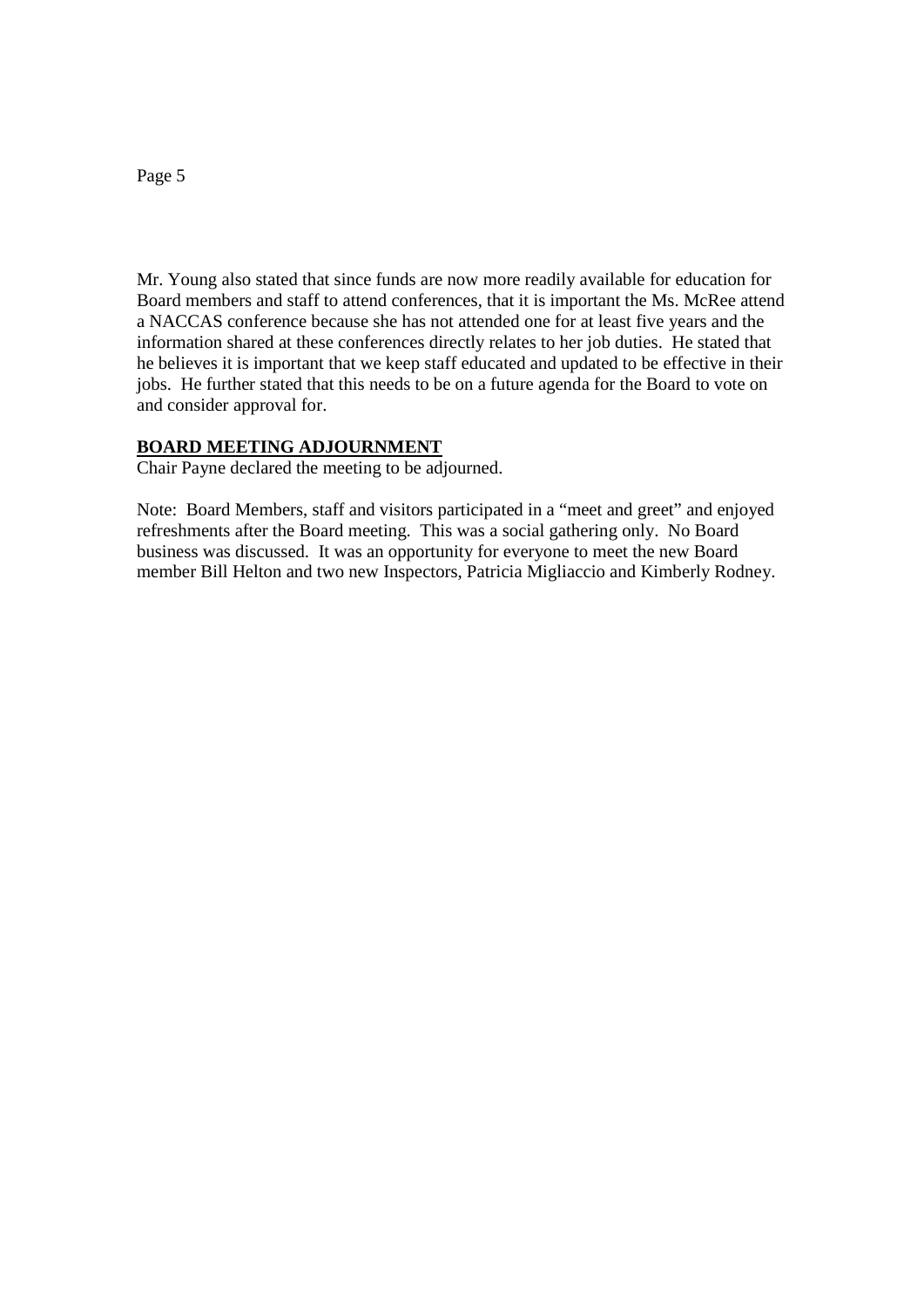Mr. Young also stated that since funds are now more readily available for education for Board members and staff to attend conferences, that it is important the Ms. McRee attend a NACCAS conference because she has not attended one for at least five years and the information shared at these conferences directly relates to her job duties. He stated that he believes it is important that we keep staff educated and updated to be effective in their jobs. He further stated that this needs to be on a future agenda for the Board to vote on and consider approval for.

**BOARD MEETING ADJOURNMENT**

Chair Payne declared the meeting to be adjourned.

Note: Board Members, staff and visitors participated in a "meet and greet" and enjoyed refreshments after the Board meeting. This was a social gathering only. No Board business was discussed. It was an opportunity for everyone to meet the new Board member Bill Helton and two new Inspectors, Patricia Migliaccio and Kimberly Rodney.